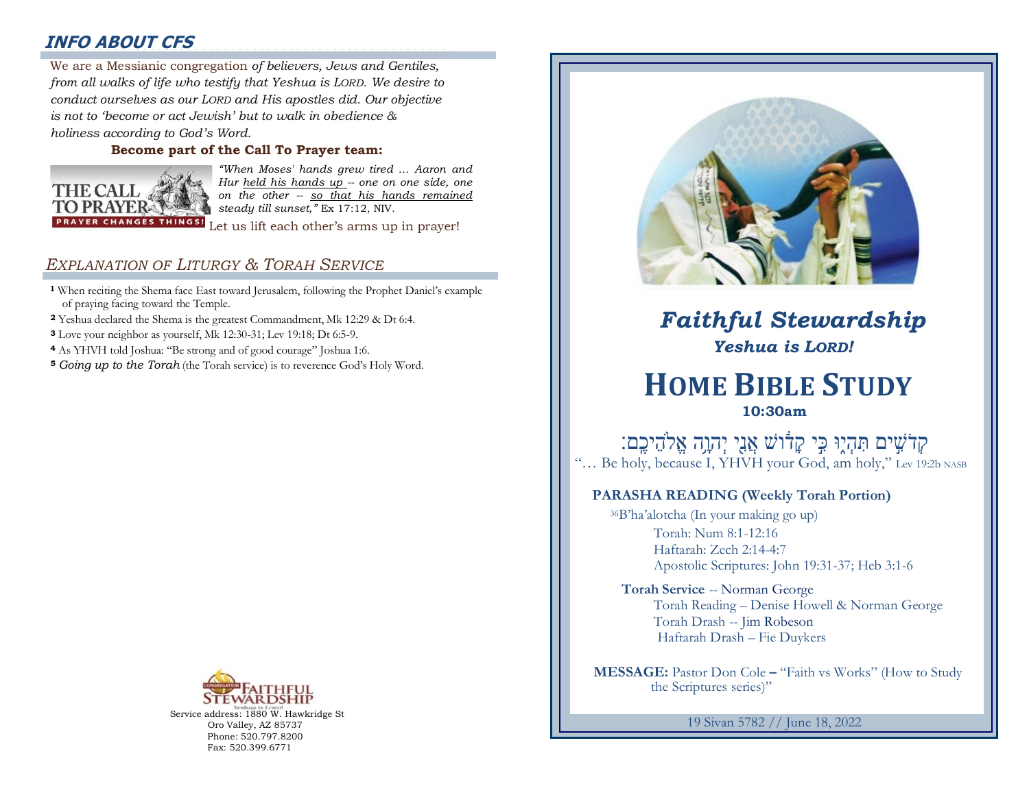## INFO ABOUT CFS

We are a Messianic congregation *of believers, Jews and Gentiles, from all walks of life who testify that Yeshua is LORD. We desire to conduct ourselves as our LORD and His apostles did. Our objective is not to 'become or act Jewish' but to walk in obedience & holiness according to God's Word.*

**Become part of the Call To Prayer team:**

THE CALL TO PRAYER
PRAYER CHANGES THINGS!

*"When Moses' hands grew tired … Aaron and Hur held his hands up -- one on one side, one on the other -- so that his hands remained steady till sunset,"* Ex 17:12, NIV.

Let us lift each other's arms up in prayer!

## *EXPLANATION OF LITURGY & TORAH SERVICE*

**1** When reciting the Shema face East toward Jerusalem, following the Prophet Daniel's example of praying facing toward the Temple.

**2** Yeshua declared the Shema is the greatest Commandment, Mk 12:29 & Dt 6:4.

**3** Love your neighbor as yourself, Mk 12:30-31; Lev 19:18; Dt 6:5-9.

**4** As YHVH told Joshua: "Be strong and of good courage" Joshua 1:6.

**5** *Going up to the Torah* (the Torah service) is to reverence God's Holy Word.

CONGREGATION FAITHFUL STEWARDSHIP
Yeshua is Lord!

Service address: 1880 W. Hawkridge St
Oro Valley, AZ 85737
Phone: 520.797.8200
Fax: 520.399.6771

# *Faithful Stewardship*

### *Yeshua is LORD!*

# HOME BIBLE STUDY

**10:30am**

קְדֹשִׁים תִּהְיוּ כִּי קָדוֹשׁ אֲנִי יְהוָה אֱלֹהֵיכֶם׃

"… Be holy, because I, YHVH your God, am holy," Lev 19:2b NASB

**PARASHA READING (Weekly Torah Portion)**

36B'ha'alotcha (In your making go up)

Torah: Num 8:1-12:16
Haftarah: Zech 2:14-4:7
Apostolic Scriptures: John 19:31-37; Heb 3:1-6

**Torah Service** -- Norman George
Torah Reading – Denise Howell & Norman George
Torah Drash -- Jim Robeson
Haftarah Drash – Fie Duykers

**MESSAGE:** Pastor Don Cole **–** "Faith vs Works" (How to Study the Scriptures series)"

19 Sivan 5782 // June 18, 2022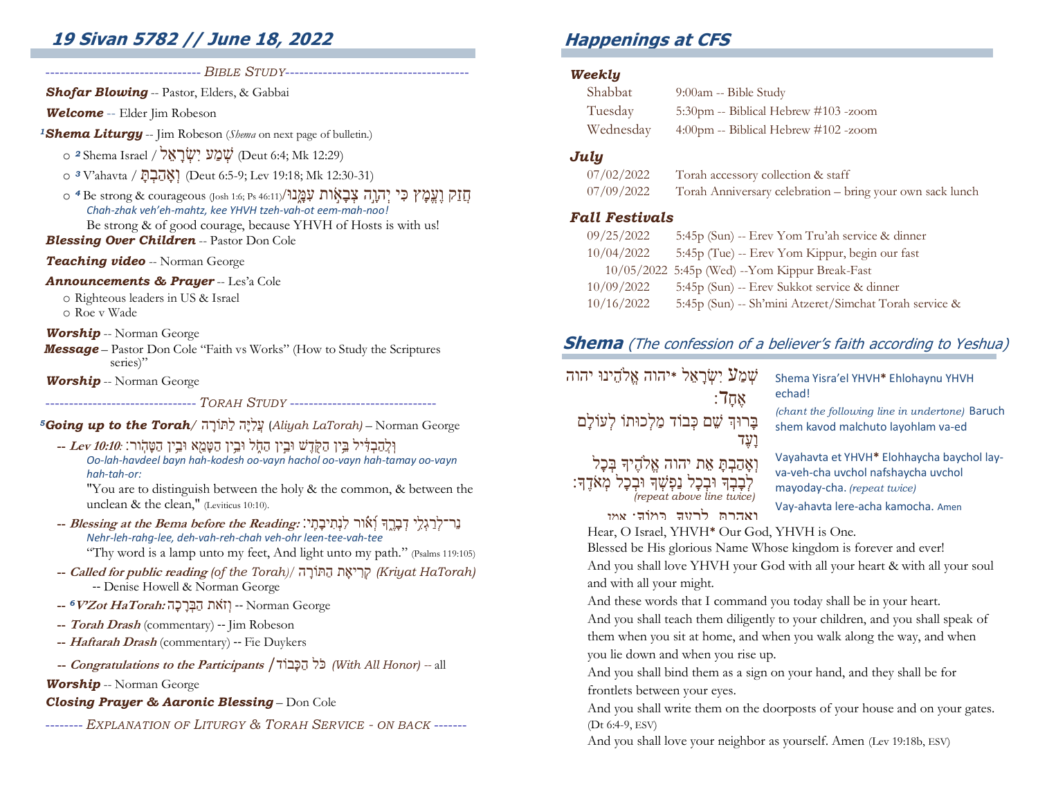## 19 Sivan 5782 // June 18, 2022

--------------------------------- *BIBLE STUDY*---------------------------------------

***Shofar Blowing*** -- Pastor, Elders, & Gabbai

***Welcome*** -- Elder Jim Robeson

[1]***Shema Liturgy*** -- Jim Robeson (*Shema* on next page of bulletin.)

- [2] Shema Israel / שְׁמַע יִשְׂרָאֵל (Deut 6:4; Mk 12:29)
- [3] V'ahavta / וְאָהַבְתָּ (Deut 6:5-9; Lev 19:18; Mk 12:30-31)
- [4] Be strong & courageous (Josh 1:6; Ps 46:11)/חֲזַק וֶאֱמָץ כִּי יְהוָה צְבָאוֹת עִמָּנוּ
  *Chah-zhak veh'eh-mahtz, kee YHVH tzeh-vah-ot eem-mah-noo!*
  Be strong & of good courage, because YHVH of Hosts is with us!

***Blessing Over Children*** -- Pastor Don Cole

***Teaching video*** -- Norman George

***Announcements & Prayer*** -- Les'a Cole

- Righteous leaders in US & Israel
- Roe v Wade

***Worship*** -- Norman George

***Message*** – Pastor Don Cole "Faith vs Works" (How to Study the Scriptures series)"

***Worship*** -- Norman George

-------------------------------- *TORAH STUDY* -------------------------------

[5]***Going up to the Torah***/ עֲלִיָּה לַתּוֹרָה (*Aliyah LaTorah*) – Norman George

- -- ***Lev 10:10***: וּלֲהַבְדִּיל בֵּין הַקֹּדֶשׁ וּבֵין הַחֹל וּבֵין הַטָּמֵא וּבֵין הַטָּהוֹר׃
  *Oo-lah-havdeel bayn hah-kodesh oo-vayn hachol oo-vayn hah-tamay oo-vayn hah-tah-or:*
  "You are to distinguish between the holy & the common, & between the unclean & the clean," (Leviticus 10:10).
- -- ***Blessing at the Bema before the Reading:*** נֵר־לְרַגְלִי דְבָרֶךָ וְאוֹר לִנְתִיבָתִי׃
  *Nehr-leh-rahg-lee, deh-vah-reh-chah veh-ohr leen-tee-vah-tee*
  "Thy word is a lamp unto my feet, And light unto my path." (Psalms 119:105)
- -- ***Called for public reading*** *(of the Torah)*/ קְרִיאַת הַתּוֹרָה *(Kriyat HaTorah)*
  -- Denise Howell & Norman George
- -- [6]***V'Zot HaTorah:*** וְזֹאת הַבְּרָכָה -- Norman George
- -- ***Torah Drash*** (commentary) -- Jim Robeson
- -- ***Haftarah Drash*** (commentary) -- Fie Duykers
- -- ***Congratulations to the Participants*** /כֹּל הַכָּבוֹד *(With All Honor)* -- all

***Worship*** -- Norman George

***Closing Prayer & Aaronic Blessing*** – Don Cole

-------- *EXPLANATION OF LITURGY & TORAH SERVICE - ON BACK* -------

## Happenings at CFS

### *Weekly*

| | |
|---|---|
| Shabbat | 9:00am -- Bible Study |
| Tuesday | 5:30pm -- Biblical Hebrew #103 -zoom |
| Wednesday | 4:00pm -- Biblical Hebrew #102 -zoom |

### *July*

| | |
|---|---|
| 07/02/2022 | Torah accessory collection & staff |
| 07/09/2022 | Torah Anniversary celebration – bring your own sack lunch |

### *Fall Festivals*

| | |
|---|---|
| 09/25/2022 | 5:45p (Sun) -- Erev Yom Tru'ah service & dinner |
| 10/04/2022 | 5:45p (Tue) -- Erev Yom Kippur, begin our fast |
| 10/05/2022 | 5:45p (Wed) --Yom Kippur Break-Fast |
| 10/09/2022 | 5:45p (Sun) -- Erev Sukkot service & dinner |
| 10/16/2022 | 5:45p (Sun) -- Sh'mini Atzeret/Simchat Torah service & |

## Shema *(The confession of a believer's faith according to Yeshua)*

שְׁמַע יִשְׂרָאֵל *יהוה אֱלֹהֵינוּ יהוה אֶחָד׃

Shema Yisra'el YHVH* Ehlohaynu YHVH echad!

בָּרוּךְ שֵׁם כְּבוֹד מַלְכוּתוֹ לְעוֹלָם וָעֶד

*(chant the following line in undertone)* Baruch shem kavod malchuto layohlam va-ed

וְאָהַבְתָּ אֵת יהוה אֱלֹהֶיךָ בְּכָל לְבָבְךָ וּבְכָל נַפְשְׁךָ וּבְכָל מְאֹדֶךָ׃
*(repeat above line twice)*

Vayahavta et YHVH* Elohhaycha baychol lay-va-veh-cha uvchol nafshaycha uvchol mayoday-cha. *(repeat twice)*

ואהבת לרעך כמוך׃ אמן

Vay-ahavta lere-acha kamocha. Amen

Hear, O Israel, YHVH* Our God, YHVH is One.

Blessed be His glorious Name Whose kingdom is forever and ever!

And you shall love YHVH your God with all your heart & with all your soul and with all your might.

And these words that I command you today shall be in your heart.

And you shall teach them diligently to your children, and you shall speak of them when you sit at home, and when you walk along the way, and when you lie down and when you rise up.

And you shall bind them as a sign on your hand, and they shall be for frontlets between your eyes.

And you shall write them on the doorposts of your house and on your gates. (Dt 6:4-9, ESV)

And you shall love your neighbor as yourself. Amen (Lev 19:18b, ESV)